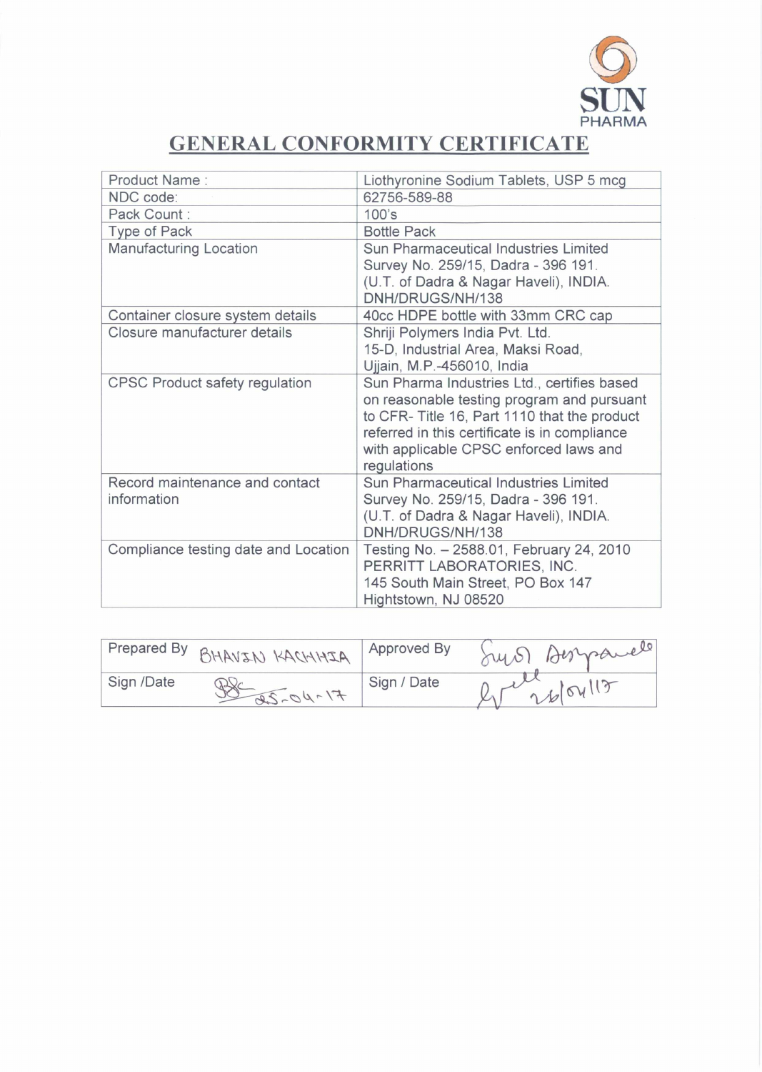SUN PHARMA

# GENERAL CONFORMITY CERTIFICATE

| Product Name : | Liothyronine Sodium Tablets, USP 5 mcg |
|---|---|
| NDC code: | 62756-589-88 |
| Pack Count : | 100's |
| Type of Pack | Bottle Pack |
| Manufacturing Location | Sun Pharmaceutical Industries Limited<br>Survey No. 259/15, Dadra - 396 191.<br>(U.T. of Dadra & Nagar Haveli), INDIA.<br>DNH/DRUGS/NH/138 |
| Container closure system details | 40cc HDPE bottle with 33mm CRC cap |
| Closure manufacturer details | Shriji Polymers India Pvt. Ltd.<br>15-D, Industrial Area, Maksi Road,<br>Ujjain, M.P.-456010, India |
| CPSC Product safety regulation | Sun Pharma Industries Ltd., certifies based on reasonable testing program and pursuant to CFR- Title 16, Part 1110 that the product referred in this certificate is in compliance with applicable CPSC enforced laws and regulations |
| Record maintenance and contact information | Sun Pharmaceutical Industries Limited<br>Survey No. 259/15, Dadra - 396 191.<br>(U.T. of Dadra & Nagar Haveli), INDIA.<br>DNH/DRUGS/NH/138 |
| Compliance testing date and Location | Testing No. – 2588.01, February 24, 2010<br>PERRITT LABORATORIES, INC.<br>145 South Main Street, PO Box 147<br>Hightstown, NJ 08520 |

| Prepared By | BHAVIN KACHHIA | Approved By | Suyog Deshpande |
|---|---|---|---|
| Sign /Date | 25-04-17 | Sign / Date | 26/04/17 |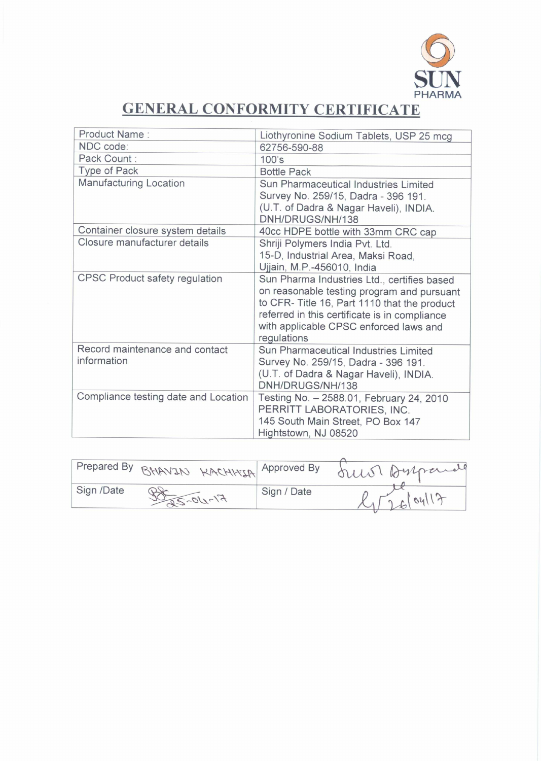SUN PHARMA

# GENERAL CONFORMITY CERTIFICATE

| Product Name : | Liothyronine Sodium Tablets, USP 25 mcg |
|---|---|
| NDC code: | 62756-590-88 |
| Pack Count : | 100's |
| Type of Pack | Bottle Pack |
| Manufacturing Location | Sun Pharmaceutical Industries Limited<br>Survey No. 259/15, Dadra - 396 191.<br>(U.T. of Dadra & Nagar Haveli), INDIA.<br>DNH/DRUGS/NH/138 |
| Container closure system details | 40cc HDPE bottle with 33mm CRC cap |
| Closure manufacturer details | Shriji Polymers India Pvt. Ltd.<br>15-D, Industrial Area, Maksi Road,<br>Ujjain, M.P.-456010, India |
| CPSC Product safety regulation | Sun Pharma Industries Ltd., certifies based on reasonable testing program and pursuant to CFR- Title 16, Part 1110 that the product referred in this certificate is in compliance with applicable CPSC enforced laws and regulations |
| Record maintenance and contact information | Sun Pharmaceutical Industries Limited<br>Survey No. 259/15, Dadra - 396 191.<br>(U.T. of Dadra & Nagar Haveli), INDIA.<br>DNH/DRUGS/NH/138 |
| Compliance testing date and Location | Testing No. – 2588.01, February 24, 2010<br>PERRITT LABORATORIES, INC.<br>145 South Main Street, PO Box 147<br>Hightstown, NJ 08520 |

| Prepared By | BHAVIN KACHHIA | Approved By | Sunil Deshpande |
|---|---|---|---|
| Sign /Date | 25-04-17 | Sign / Date | 26/04/17 |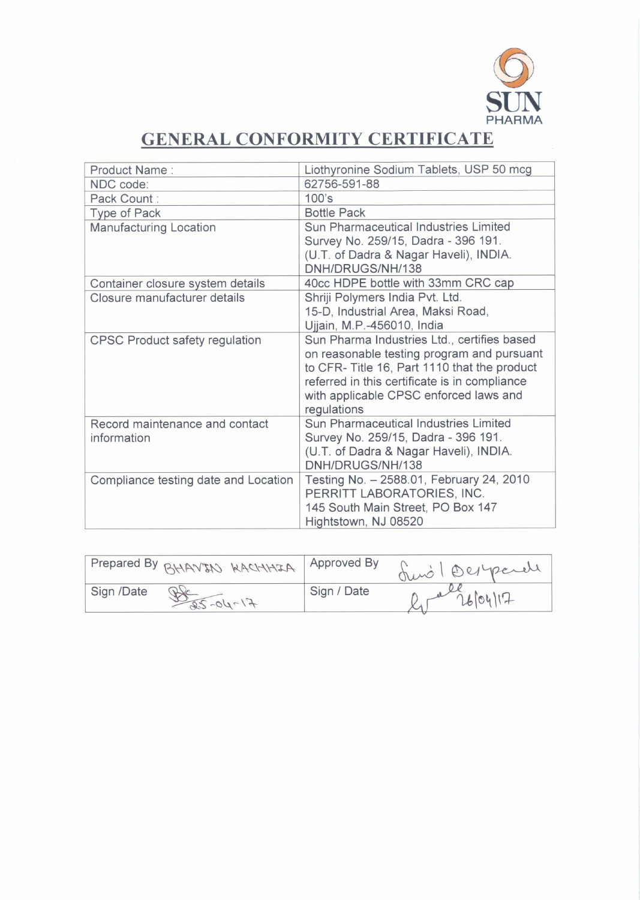SUN PHARMA

# GENERAL CONFORMITY CERTIFICATE

| | |
|---|---|
| Product Name : | Liothyronine Sodium Tablets, USP 50 mcg |
| NDC code: | 62756-591-88 |
| Pack Count : | 100's |
| Type of Pack | Bottle Pack |
| Manufacturing Location | Sun Pharmaceutical Industries Limited<br>Survey No. 259/15, Dadra - 396 191.<br>(U.T. of Dadra & Nagar Haveli), INDIA.<br>DNH/DRUGS/NH/138 |
| Container closure system details | 40cc HDPE bottle with 33mm CRC cap |
| Closure manufacturer details | Shriji Polymers India Pvt. Ltd.<br>15-D, Industrial Area, Maksi Road,<br>Ujjain, M.P.-456010, India |
| CPSC Product safety regulation | Sun Pharma Industries Ltd., certifies based on reasonable testing program and pursuant to CFR- Title 16, Part 1110 that the product referred in this certificate is in compliance with applicable CPSC enforced laws and regulations |
| Record maintenance and contact information | Sun Pharmaceutical Industries Limited<br>Survey No. 259/15, Dadra - 396 191.<br>(U.T. of Dadra & Nagar Haveli), INDIA.<br>DNH/DRUGS/NH/138 |
| Compliance testing date and Location | Testing No. – 2588.01, February 24, 2010<br>PERRITT LABORATORIES, INC.<br>145 South Main Street, PO Box 147<br>Hightstown, NJ 08520 |

| | | | |
|---|---|---|---|
| Prepared By | BHAVIN KACHHIA | Approved By | Sunil Deshpande |
| Sign /Date | 25-04-17 | Sign / Date | 26/04/17 |